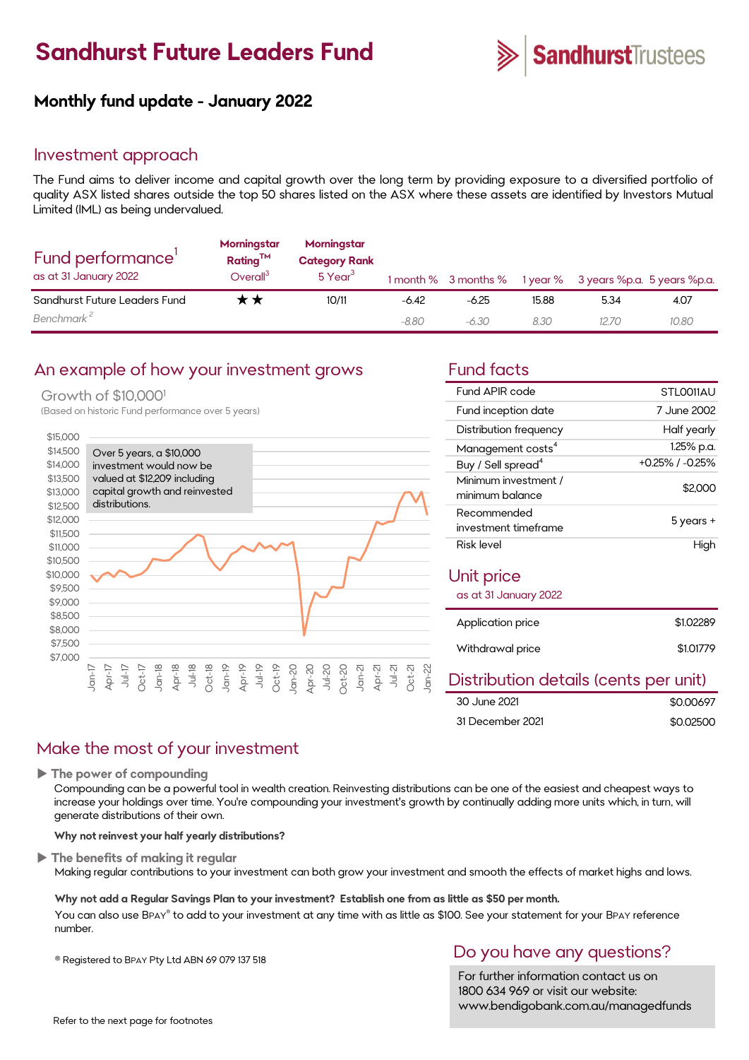# Sandhurst Future Leaders Fund

Sandhurst Trustees

## Monthly fund update - January 2022

## Investment approach

The Fund aims to deliver income and capital growth over the long term by providing exposure to a diversified portfolio of quality ASX listed shares outside the top 50 shares listed on the ASX where these assets are identified by Investors Mutual Limited (IML) as being undervalued.

| Fund performance[1] as at 31 January 2022 | Morningstar Rating™ Overall[3] | Morningstar Category Rank 5 Year[3] | 1 month % | 3 months % | 1 year % | 3 years %p.a. | 5 years %p.a. |
|---|---|---|---|---|---|---|---|
| Sandhurst Future Leaders Fund | ★★ | 10/11 | -6.42 | -6.25 | 15.88 | 5.34 | 4.07 |
| *Benchmark*[2] | | | *-8.80* | *-6.30* | *8.30* | *12.70* | *10.80* |

## An example of how your investment grows

Growth of $10,000[1]

(Based on historic Fund performance over 5 years)

Over 5 years, a $10,000 investment would now be valued at $12,209 including capital growth and reinvested distributions.

$15,000
$14,500
$14,000
$13,500
$13,000
$12,500
$12,000
$11,500
$11,000
$10,500
$10,000
$9,500
$9,000
$8,500
$8,000
$7,500
$7,000

Jan-17 Apr-17 Jul-17 Oct-17 Jan-18 Apr-18 Jul-18 Oct-18 Jan-19 Apr-19 Jul-19 Oct-19 Jan-20 Apr-20 Jul-20 Oct-20 Jan-21 Apr-21 Jul-21 Oct-21 Jan-22

## Fund facts

| | |
|---|---|
| Fund APIR code | STL0011AU |
| Fund inception date | 7 June 2002 |
| Distribution frequency | Half yearly |
| Management costs[4] | 1.25% p.a. |
| Buy / Sell spread[4] | +0.25% / -0.25% |
| Minimum investment / minimum balance | $2,000 |
| Recommended investment timeframe | 5 years + |
| Risk level | High |

## Unit price

as at 31 January 2022

| | |
|---|---|
| Application price | $1.02289 |
| Withdrawal price | $1.01779 |

## Distribution details (cents per unit)

| | |
|---|---|
| 30 June 2021 | $0.00697 |
| 31 December 2021 | $0.02500 |

## Make the most of your investment

▶ **The power of compounding**

Compounding can be a powerful tool in wealth creation. Reinvesting distributions can be one of the easiest and cheapest ways to increase your holdings over time. You're compounding your investment's growth by continually adding more units which, in turn, will generate distributions of their own.

**Why not reinvest your half yearly distributions?**

▶ **The benefits of making it regular**

Making regular contributions to your investment can both grow your investment and smooth the effects of market highs and lows.

**Why not add a Regular Savings Plan to your investment? Establish one from as little as $50 per month.**

You can also use BPAY® to add to your investment at any time with as little as $100. See your statement for your BPAY reference number.

® Registered to BPAY Pty Ltd ABN 69 079 137 518

## Do you have any questions?

For further information contact us on 1800 634 969 or visit our website: www.bendigobank.com.au/managedfunds

Refer to the next page for footnotes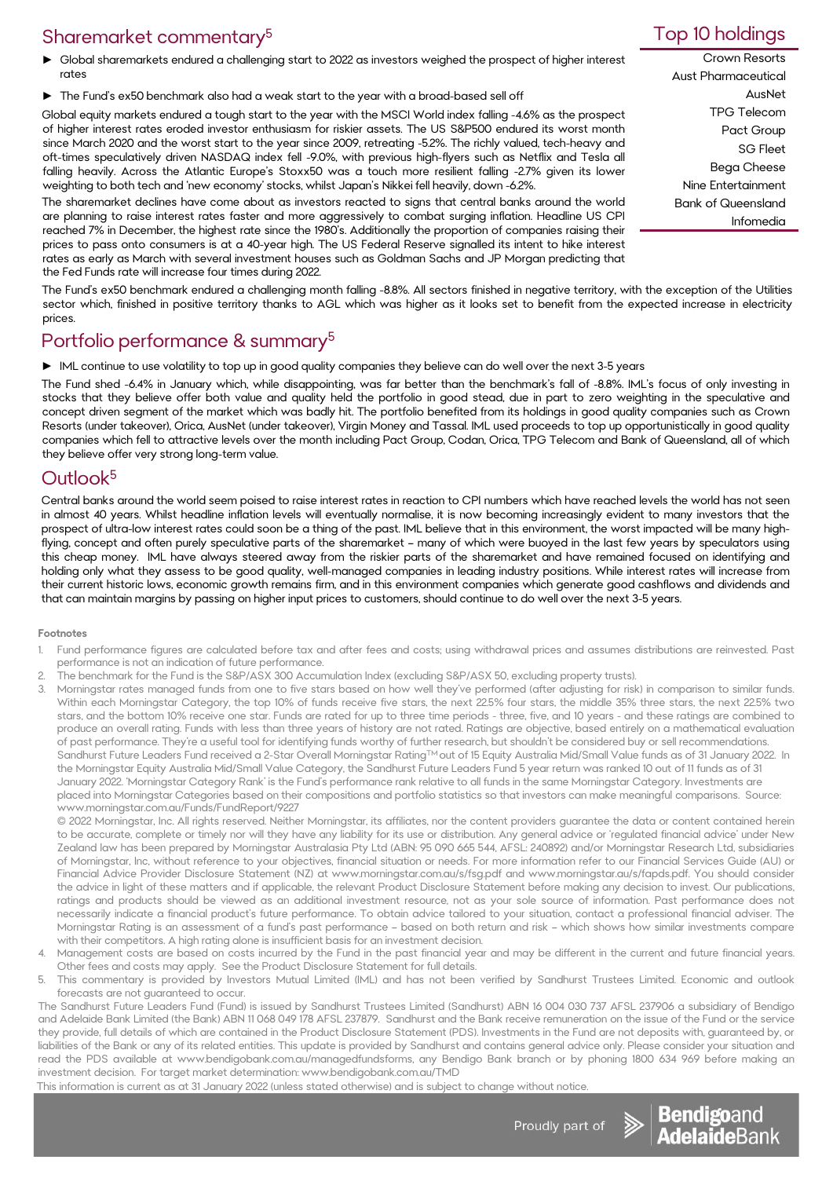## Sharemarket commentary[5]

- Global sharemarkets endured a challenging start to 2022 as investors weighed the prospect of higher interest rates
- The Fund's ex50 benchmark also had a weak start to the year with a broad-based sell off

Global equity markets endured a tough start to the year with the MSCI World index falling -4.6% as the prospect of higher interest rates eroded investor enthusiasm for riskier assets. The US S&P500 endured its worst month since March 2020 and the worst start to the year since 2009, retreating -5.2%. The richly valued, tech-heavy and oft-times speculatively driven NASDAQ index fell -9.0%, with previous high-flyers such as Netflix and Tesla all falling heavily. Across the Atlantic Europe's Stoxx50 was a touch more resilient falling -2.7% given its lower weighting to both tech and 'new economy' stocks, whilst Japan's Nikkei fell heavily, down -6.2%.

The sharemarket declines have come about as investors reacted to signs that central banks around the world are planning to raise interest rates faster and more aggressively to combat surging inflation. Headline US CPI reached 7% in December, the highest rate since the 1980's. Additionally the proportion of companies raising their prices to pass onto consumers is at a 40-year high. The US Federal Reserve signalled its intent to hike interest rates as early as March with several investment houses such as Goldman Sachs and JP Morgan predicting that the Fed Funds rate will increase four times during 2022.

The Fund's ex50 benchmark endured a challenging month falling -8.8%. All sectors finished in negative territory, with the exception of the Utilities sector which, finished in positive territory thanks to AGL which was higher as it looks set to benefit from the expected increase in electricity prices.

## Top 10 holdings

- Crown Resorts
- Aust Pharmaceutical
- AusNet
- TPG Telecom
- Pact Group
- SG Fleet
- Bega Cheese
- Nine Entertainment
- Bank of Queensland
- Infomedia

## Portfolio performance & summary[5]

- IML continue to use volatility to top up in good quality companies they believe can do well over the next 3-5 years

The Fund shed -6.4% in January which, while disappointing, was far better than the benchmark's fall of -8.8%. IML's focus of only investing in stocks that they believe offer both value and quality held the portfolio in good stead, due in part to zero weighting in the speculative and concept driven segment of the market which was badly hit. The portfolio benefited from its holdings in good quality companies such as Crown Resorts (under takeover), Orica, AusNet (under takeover), Virgin Money and Tassal. IML used proceeds to top up opportunistically in good quality companies which fell to attractive levels over the month including Pact Group, Codan, Orica, TPG Telecom and Bank of Queensland, all of which they believe offer very strong long-term value.

## Outlook[5]

Central banks around the world seem poised to raise interest rates in reaction to CPI numbers which have reached levels the world has not seen in almost 40 years. Whilst headline inflation levels will eventually normalise, it is now becoming increasingly evident to many investors that the prospect of ultra-low interest rates could soon be a thing of the past. IML believe that in this environment, the worst impacted will be many high-flying, concept and often purely speculative parts of the sharemarket – many of which were buoyed in the last few years by speculators using this cheap money. IML have always steered away from the riskier parts of the sharemarket and have remained focused on identifying and holding only what they assess to be good quality, well-managed companies in leading industry positions. While interest rates will increase from their current historic lows, economic growth remains firm, and in this environment companies which generate good cashflows and dividends and that can maintain margins by passing on higher input prices to customers, should continue to do well over the next 3-5 years.

#### Footnotes

1. Fund performance figures are calculated before tax and after fees and costs; using withdrawal prices and assumes distributions are reinvested. Past performance is not an indication of future performance.
2. The benchmark for the Fund is the S&P/ASX 300 Accumulation Index (excluding S&P/ASX 50, excluding property trusts).
3. Morningstar rates managed funds from one to five stars based on how well they've performed (after adjusting for risk) in comparison to similar funds. Within each Morningstar Category, the top 10% of funds receive five stars, the next 22.5% four stars, the middle 35% three stars, the next 22.5% two stars, and the bottom 10% receive one star. Funds are rated for up to three time periods - three, five, and 10 years - and these ratings are combined to produce an overall rating. Funds with less than three years of history are not rated. Ratings are objective, based entirely on a mathematical evaluation of past performance. They're a useful tool for identifying funds worthy of further research, but shouldn't be considered buy or sell recommendations. Sandhurst Future Leaders Fund received a 2-Star Overall Morningstar Rating™ out of 15 Equity Australia Mid/Small Value funds as of 31 January 2022. In the Morningstar Equity Australia Mid/Small Value Category, the Sandhurst Future Leaders Fund 5 year return was ranked 10 out of 11 funds as of 31 January 2022. 'Morningstar Category Rank' is the Fund's performance rank relative to all funds in the same Morningstar Category. Investments are placed into Morningstar Categories based on their compositions and portfolio statistics so that investors can make meaningful comparisons. Source: www.morningstar.com.au/Funds/FundReport/9227
   © 2022 Morningstar, Inc. All rights reserved. Neither Morningstar, its affiliates, nor the content providers guarantee the data or content contained herein to be accurate, complete or timely nor will they have any liability for its use or distribution. Any general advice or 'regulated financial advice' under New Zealand law has been prepared by Morningstar Australasia Pty Ltd (ABN: 95 090 665 544, AFSL: 240892) and/or Morningstar Research Ltd, subsidiaries of Morningstar, Inc, without reference to your objectives, financial situation or needs. For more information refer to our Financial Services Guide (AU) or Financial Advice Provider Disclosure Statement (NZ) at www.morningstar.com.au/s/fsg.pdf and www.morningstar.au/s/fapds.pdf. You should consider the advice in light of these matters and if applicable, the relevant Product Disclosure Statement before making any decision to invest. Our publications, ratings and products should be viewed as an additional investment resource, not as your sole source of information. Past performance does not necessarily indicate a financial product's future performance. To obtain advice tailored to your situation, contact a professional financial adviser. The Morningstar Rating is an assessment of a fund's past performance – based on both return and risk – which shows how similar investments compare with their competitors. A high rating alone is insufficient basis for an investment decision.
4. Management costs are based on costs incurred by the Fund in the past financial year and may be different in the current and future financial years. Other fees and costs may apply. See the Product Disclosure Statement for full details.
5. This commentary is provided by Investors Mutual Limited (IML) and has not been verified by Sandhurst Trustees Limited. Economic and outlook forecasts are not guaranteed to occur.

The Sandhurst Future Leaders Fund (Fund) is issued by Sandhurst Trustees Limited (Sandhurst) ABN 16 004 030 737 AFSL 237906 a subsidiary of Bendigo and Adelaide Bank Limited (the Bank) ABN 11 068 049 178 AFSL 237879. Sandhurst and the Bank receive remuneration on the issue of the Fund or the service they provide, full details of which are contained in the Product Disclosure Statement (PDS). Investments in the Fund are not deposits with, guaranteed by, or liabilities of the Bank or any of its related entities. This update is provided by Sandhurst and contains general advice only. Please consider your situation and read the PDS available at www.bendigobank.com.au/managedfundsforms, any Bendigo Bank branch or by phoning 1800 634 969 before making an investment decision. For target market determination: www.bendigobank.com.au/TMD

This information is current as at 31 January 2022 (unless stated otherwise) and is subject to change without notice.

Proudly part of Bendigo and Adelaide Bank